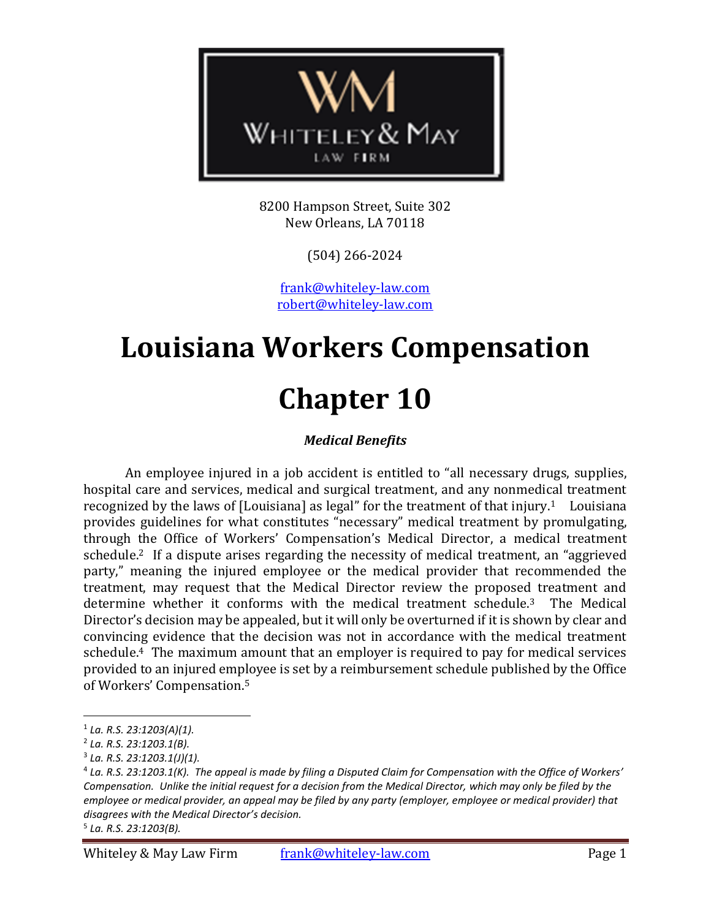8200 Hampson Street, Suite 302
New Orleans, LA 70118

(504) 266-2024

frank@whiteley-law.com
robert@whiteley-law.com

# Louisiana Workers Compensation

# Chapter 10

***Medical Benefits***

An employee injured in a job accident is entitled to "all necessary drugs, supplies, hospital care and services, medical and surgical treatment, and any nonmedical treatment recognized by the laws of [Louisiana] as legal" for the treatment of that injury.[1] Louisiana provides guidelines for what constitutes "necessary" medical treatment by promulgating, through the Office of Workers' Compensation's Medical Director, a medical treatment schedule.[2] If a dispute arises regarding the necessity of medical treatment, an "aggrieved party," meaning the injured employee or the medical provider that recommended the treatment, may request that the Medical Director review the proposed treatment and determine whether it conforms with the medical treatment schedule.[3] The Medical Director's decision may be appealed, but it will only be overturned if it is shown by clear and convincing evidence that the decision was not in accordance with the medical treatment schedule.[4] The maximum amount that an employer is required to pay for medical services provided to an injured employee is set by a reimbursement schedule published by the Office of Workers' Compensation.[5]

---

[1] *La. R.S. 23:1203(A)(1).*

[2] *La. R.S. 23:1203.1(B).*

[3] *La. R.S. 23:1203.1(J)(1).*

[4] *La. R.S. 23:1203.1(K). The appeal is made by filing a Disputed Claim for Compensation with the Office of Workers' Compensation. Unlike the initial request for a decision from the Medical Director, which may only be filed by the employee or medical provider, an appeal may be filed by any party (employer, employee or medical provider) that disagrees with the Medical Director's decision.*

[5] *La. R.S. 23:1203(B).*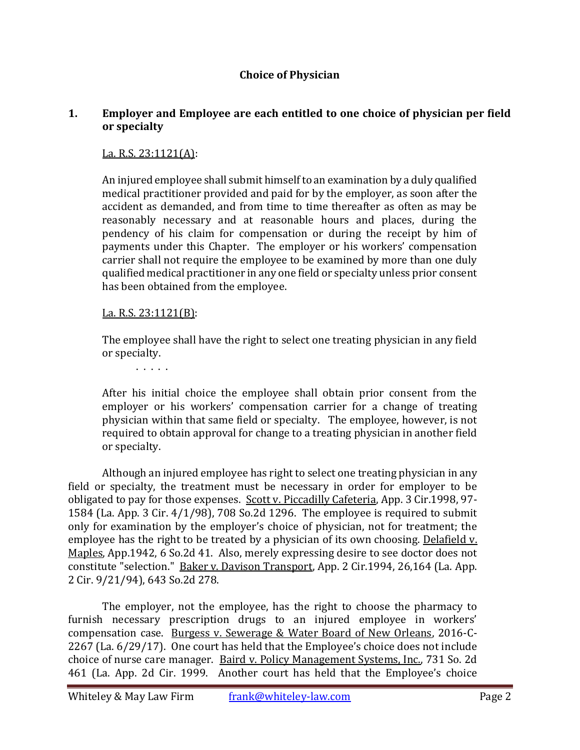**Choice of Physician**

**1. Employer and Employee are each entitled to one choice of physician per field or specialty**

La. R.S. 23:1121(A):

> An injured employee shall submit himself to an examination by a duly qualified medical practitioner provided and paid for by the employer, as soon after the accident as demanded, and from time to time thereafter as often as may be reasonably necessary and at reasonable hours and places, during the pendency of his claim for compensation or during the receipt by him of payments under this Chapter. The employer or his workers' compensation carrier shall not require the employee to be examined by more than one duly qualified medical practitioner in any one field or specialty unless prior consent has been obtained from the employee.

La. R.S. 23:1121(B):

> The employee shall have the right to select one treating physician in any field or specialty.
>
> . . . . .
>
> After his initial choice the employee shall obtain prior consent from the employer or his workers' compensation carrier for a change of treating physician within that same field or specialty. The employee, however, is not required to obtain approval for change to a treating physician in another field or specialty.

Although an injured employee has right to select one treating physician in any field or specialty, the treatment must be necessary in order for employer to be obligated to pay for those expenses. Scott v. Piccadilly Cafeteria, App. 3 Cir.1998, 97-1584 (La. App. 3 Cir. 4/1/98), 708 So.2d 1296. The employee is required to submit only for examination by the employer's choice of physician, not for treatment; the employee has the right to be treated by a physician of its own choosing. Delafield v. Maples, App.1942, 6 So.2d 41. Also, merely expressing desire to see doctor does not constitute "selection." Baker v. Davison Transport, App. 2 Cir.1994, 26,164 (La. App. 2 Cir. 9/21/94), 643 So.2d 278.

The employer, not the employee, has the right to choose the pharmacy to furnish necessary prescription drugs to an injured employee in workers' compensation case. Burgess v. Sewerage & Water Board of New Orleans, 2016-C-2267 (La. 6/29/17). One court has held that the Employee's choice does not include choice of nurse care manager. Baird v. Policy Management Systems, Inc., 731 So. 2d 461 (La. App. 2d Cir. 1999. Another court has held that the Employee's choice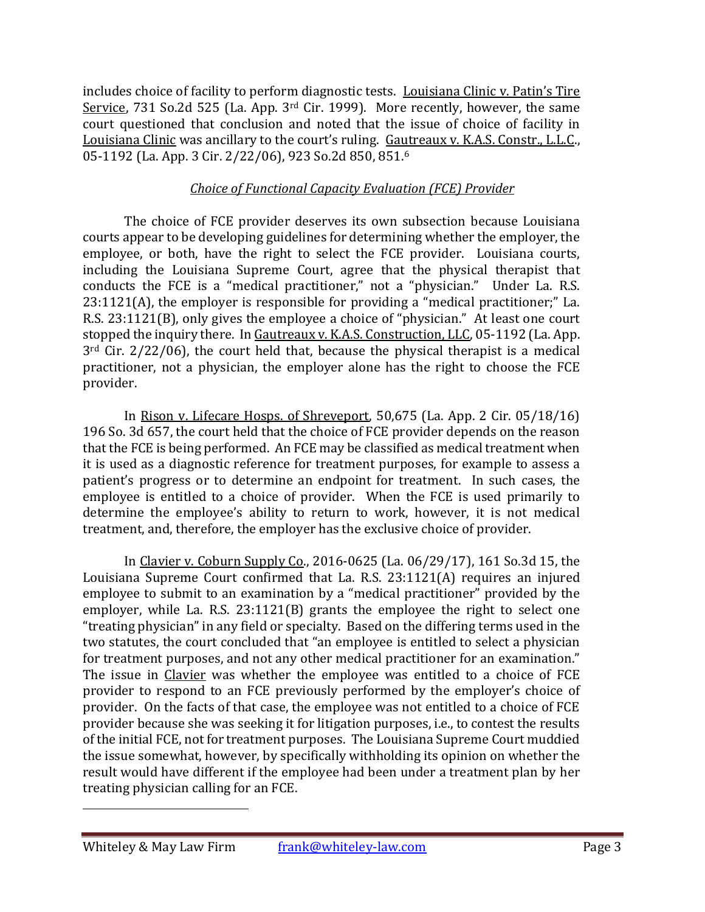includes choice of facility to perform diagnostic tests. Louisiana Clinic v. Patin's Tire Service, 731 So.2d 525 (La. App. 3rd Cir. 1999). More recently, however, the same court questioned that conclusion and noted that the issue of choice of facility in Louisiana Clinic was ancillary to the court's ruling. Gautreaux v. K.A.S. Constr., L.L.C., 05-1192 (La. App. 3 Cir. 2/22/06), 923 So.2d 850, 851.[6]

### *Choice of Functional Capacity Evaluation (FCE) Provider*

The choice of FCE provider deserves its own subsection because Louisiana courts appear to be developing guidelines for determining whether the employer, the employee, or both, have the right to select the FCE provider. Louisiana courts, including the Louisiana Supreme Court, agree that the physical therapist that conducts the FCE is a "medical practitioner," not a "physician." Under La. R.S. 23:1121(A), the employer is responsible for providing a "medical practitioner;" La. R.S. 23:1121(B), only gives the employee a choice of "physician." At least one court stopped the inquiry there. In Gautreaux v. K.A.S. Construction, LLC, 05-1192 (La. App. 3rd Cir. 2/22/06), the court held that, because the physical therapist is a medical practitioner, not a physician, the employer alone has the right to choose the FCE provider.

In Rison v. Lifecare Hosps. of Shreveport, 50,675 (La. App. 2 Cir. 05/18/16) 196 So. 3d 657, the court held that the choice of FCE provider depends on the reason that the FCE is being performed. An FCE may be classified as medical treatment when it is used as a diagnostic reference for treatment purposes, for example to assess a patient's progress or to determine an endpoint for treatment. In such cases, the employee is entitled to a choice of provider. When the FCE is used primarily to determine the employee's ability to return to work, however, it is not medical treatment, and, therefore, the employer has the exclusive choice of provider.

In Clavier v. Coburn Supply Co., 2016-0625 (La. 06/29/17), 161 So.3d 15, the Louisiana Supreme Court confirmed that La. R.S. 23:1121(A) requires an injured employee to submit to an examination by a "medical practitioner" provided by the employer, while La. R.S. 23:1121(B) grants the employee the right to select one "treating physician" in any field or specialty. Based on the differing terms used in the two statutes, the court concluded that "an employee is entitled to select a physician for treatment purposes, and not any other medical practitioner for an examination." The issue in Clavier was whether the employee was entitled to a choice of FCE provider to respond to an FCE previously performed by the employer's choice of provider. On the facts of that case, the employee was not entitled to a choice of FCE provider because she was seeking it for litigation purposes, i.e., to contest the results of the initial FCE, not for treatment purposes. The Louisiana Supreme Court muddied the issue somewhat, however, by specifically withholding its opinion on whether the result would have different if the employee had been under a treatment plan by her treating physician calling for an FCE.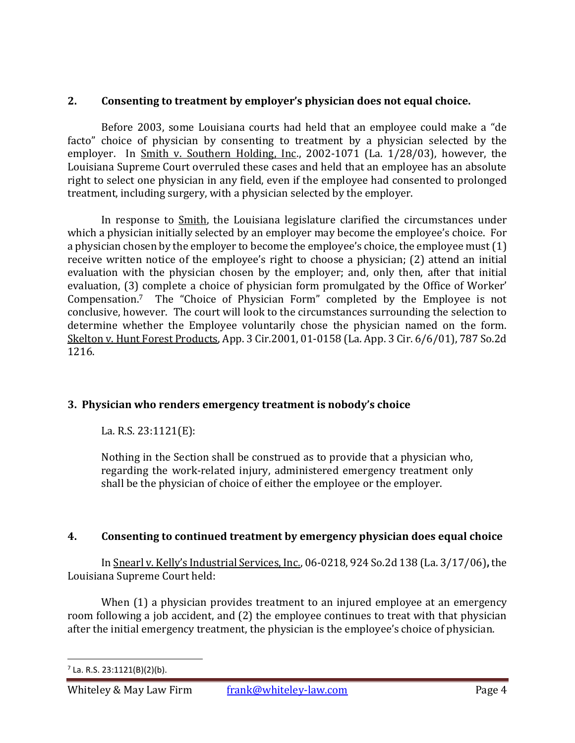## 2. Consenting to treatment by employer's physician does not equal choice.

Before 2003, some Louisiana courts had held that an employee could make a "de facto" choice of physician by consenting to treatment by a physician selected by the employer. In Smith v. Southern Holding, Inc., 2002-1071 (La. 1/28/03), however, the Louisiana Supreme Court overruled these cases and held that an employee has an absolute right to select one physician in any field, even if the employee had consented to prolonged treatment, including surgery, with a physician selected by the employer.

In response to Smith, the Louisiana legislature clarified the circumstances under which a physician initially selected by an employer may become the employee's choice. For a physician chosen by the employer to become the employee's choice, the employee must (1) receive written notice of the employee's right to choose a physician; (2) attend an initial evaluation with the physician chosen by the employer; and, only then, after that initial evaluation, (3) complete a choice of physician form promulgated by the Office of Worker' Compensation.[7] The "Choice of Physician Form" completed by the Employee is not conclusive, however. The court will look to the circumstances surrounding the selection to determine whether the Employee voluntarily chose the physician named on the form. Skelton v. Hunt Forest Products, App. 3 Cir.2001, 01-0158 (La. App. 3 Cir. 6/6/01), 787 So.2d 1216.

## 3. Physician who renders emergency treatment is nobody's choice

La. R.S. 23:1121(E):

> Nothing in the Section shall be construed as to provide that a physician who, regarding the work-related injury, administered emergency treatment only shall be the physician of choice of either the employee or the employer.

## 4. Consenting to continued treatment by emergency physician does equal choice

In Snearl v. Kelly's Industrial Services, Inc., 06-0218, 924 So.2d 138 (La. 3/17/06), the Louisiana Supreme Court held:

When (1) a physician provides treatment to an injured employee at an emergency room following a job accident, and (2) the employee continues to treat with that physician after the initial emergency treatment, the physician is the employee's choice of physician.

---

[7] La. R.S. 23:1121(B)(2)(b).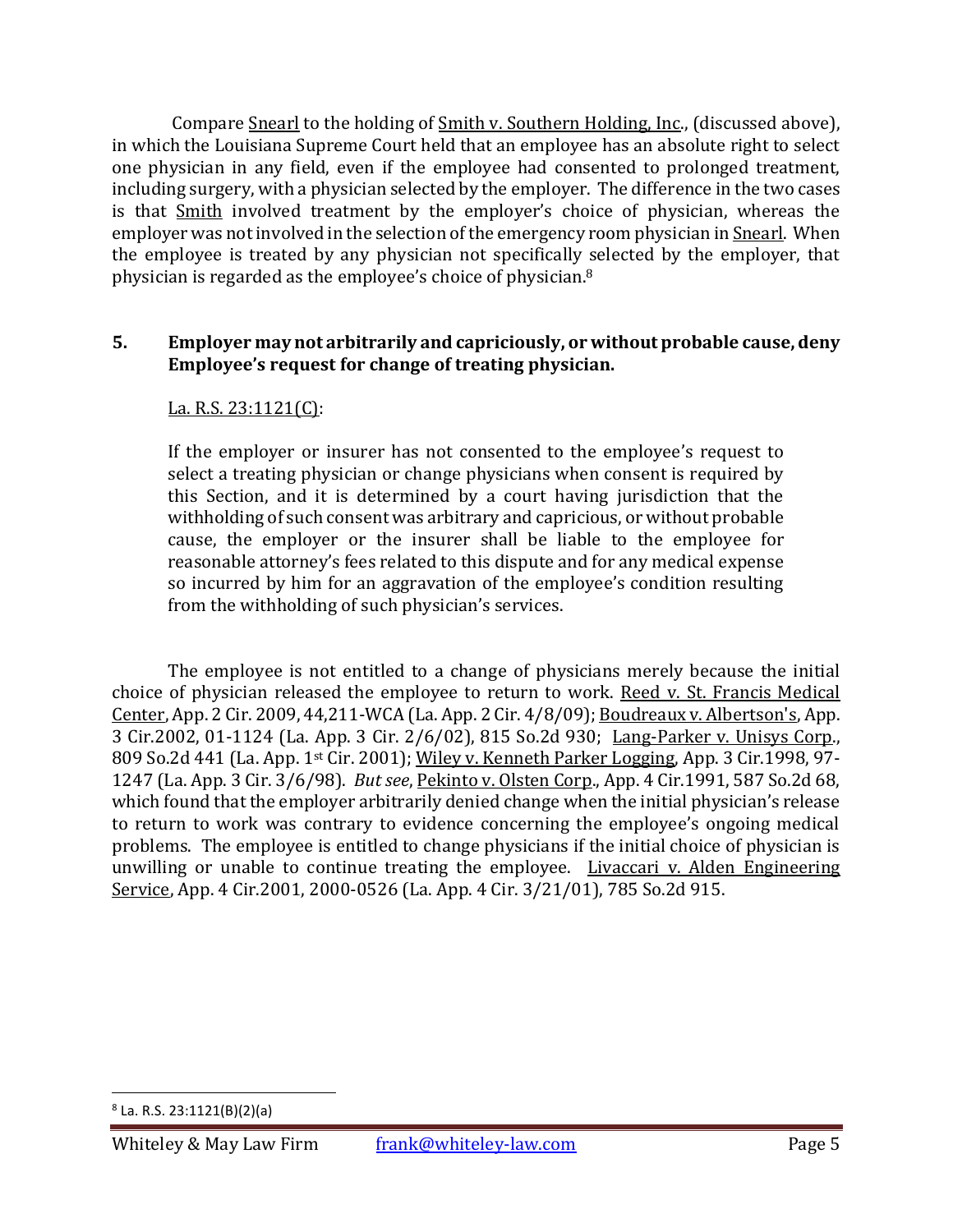Compare Snearl to the holding of Smith v. Southern Holding, Inc., (discussed above), in which the Louisiana Supreme Court held that an employee has an absolute right to select one physician in any field, even if the employee had consented to prolonged treatment, including surgery, with a physician selected by the employer. The difference in the two cases is that Smith involved treatment by the employer's choice of physician, whereas the employer was not involved in the selection of the emergency room physician in Snearl. When the employee is treated by any physician not specifically selected by the employer, that physician is regarded as the employee's choice of physician.[8]

**5. Employer may not arbitrarily and capriciously, or without probable cause, deny Employee's request for change of treating physician.**

La. R.S. 23:1121(C):

> If the employer or insurer has not consented to the employee's request to select a treating physician or change physicians when consent is required by this Section, and it is determined by a court having jurisdiction that the withholding of such consent was arbitrary and capricious, or without probable cause, the employer or the insurer shall be liable to the employee for reasonable attorney's fees related to this dispute and for any medical expense so incurred by him for an aggravation of the employee's condition resulting from the withholding of such physician's services.

The employee is not entitled to a change of physicians merely because the initial choice of physician released the employee to return to work. Reed v. St. Francis Medical Center, App. 2 Cir. 2009, 44,211-WCA (La. App. 2 Cir. 4/8/09); Boudreaux v. Albertson's, App. 3 Cir.2002, 01-1124 (La. App. 3 Cir. 2/6/02), 815 So.2d 930; Lang-Parker v. Unisys Corp., 809 So.2d 441 (La. App. 1st Cir. 2001); Wiley v. Kenneth Parker Logging, App. 3 Cir.1998, 97-1247 (La. App. 3 Cir. 3/6/98). *But see*, Pekinto v. Olsten Corp., App. 4 Cir.1991, 587 So.2d 68, which found that the employer arbitrarily denied change when the initial physician's release to return to work was contrary to evidence concerning the employee's ongoing medical problems. The employee is entitled to change physicians if the initial choice of physician is unwilling or unable to continue treating the employee. Livaccari v. Alden Engineering Service, App. 4 Cir.2001, 2000-0526 (La. App. 4 Cir. 3/21/01), 785 So.2d 915.

---

[8] La. R.S. 23:1121(B)(2)(a)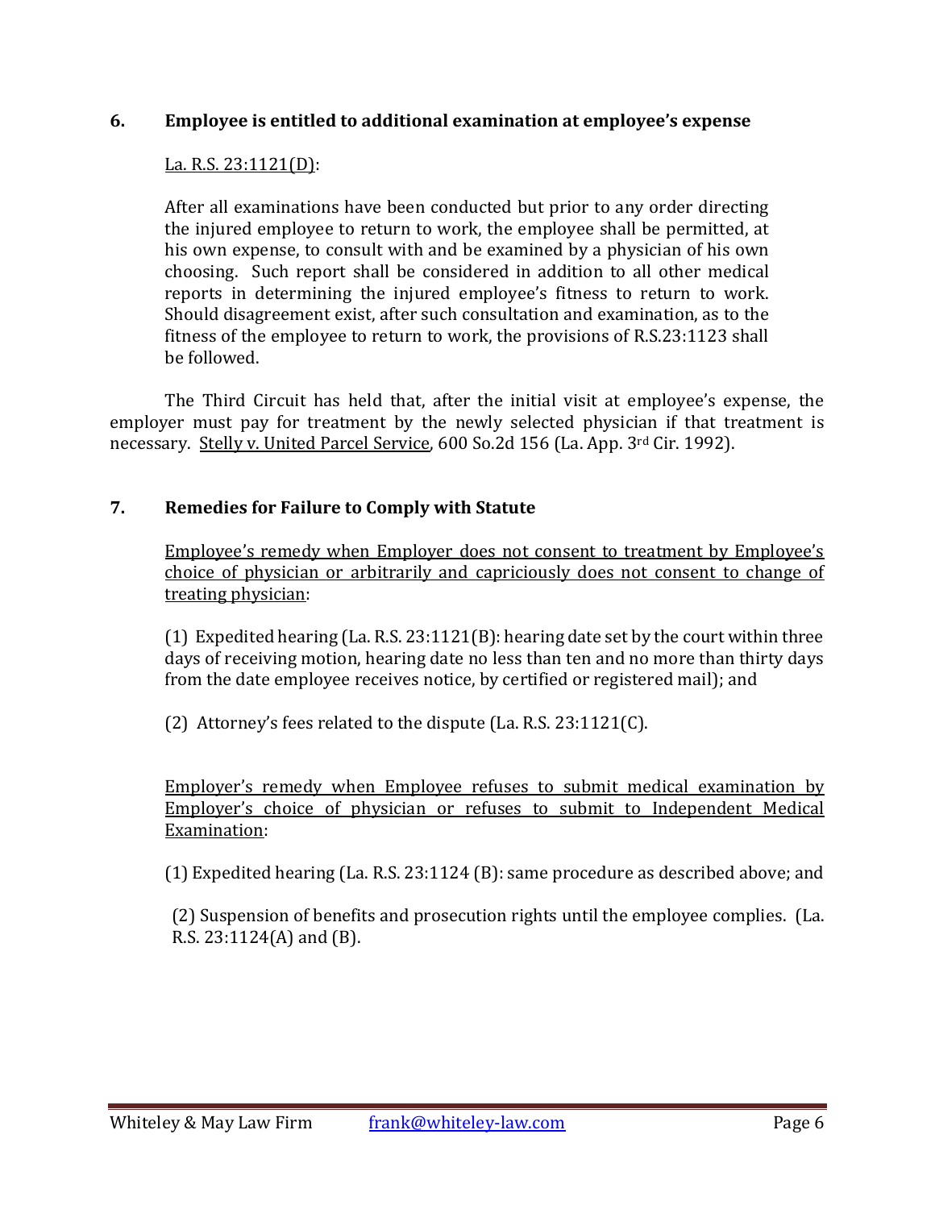### 6. Employee is entitled to additional examination at employee's expense

La. R.S. 23:1121(D):

After all examinations have been conducted but prior to any order directing the injured employee to return to work, the employee shall be permitted, at his own expense, to consult with and be examined by a physician of his own choosing. Such report shall be considered in addition to all other medical reports in determining the injured employee's fitness to return to work. Should disagreement exist, after such consultation and examination, as to the fitness of the employee to return to work, the provisions of R.S.23:1123 shall be followed.

The Third Circuit has held that, after the initial visit at employee's expense, the employer must pay for treatment by the newly selected physician if that treatment is necessary. Stelly v. United Parcel Service, 600 So.2d 156 (La. App. 3rd Cir. 1992).

### 7. Remedies for Failure to Comply with Statute

Employee's remedy when Employer does not consent to treatment by Employee's choice of physician or arbitrarily and capriciously does not consent to change of treating physician:

(1) Expedited hearing (La. R.S. 23:1121(B): hearing date set by the court within three days of receiving motion, hearing date no less than ten and no more than thirty days from the date employee receives notice, by certified or registered mail); and

(2) Attorney's fees related to the dispute (La. R.S. 23:1121(C).

Employer's remedy when Employee refuses to submit medical examination by Employer's choice of physician or refuses to submit to Independent Medical Examination:

(1) Expedited hearing (La. R.S. 23:1124 (B): same procedure as described above; and

(2) Suspension of benefits and prosecution rights until the employee complies. (La. R.S. 23:1124(A) and (B).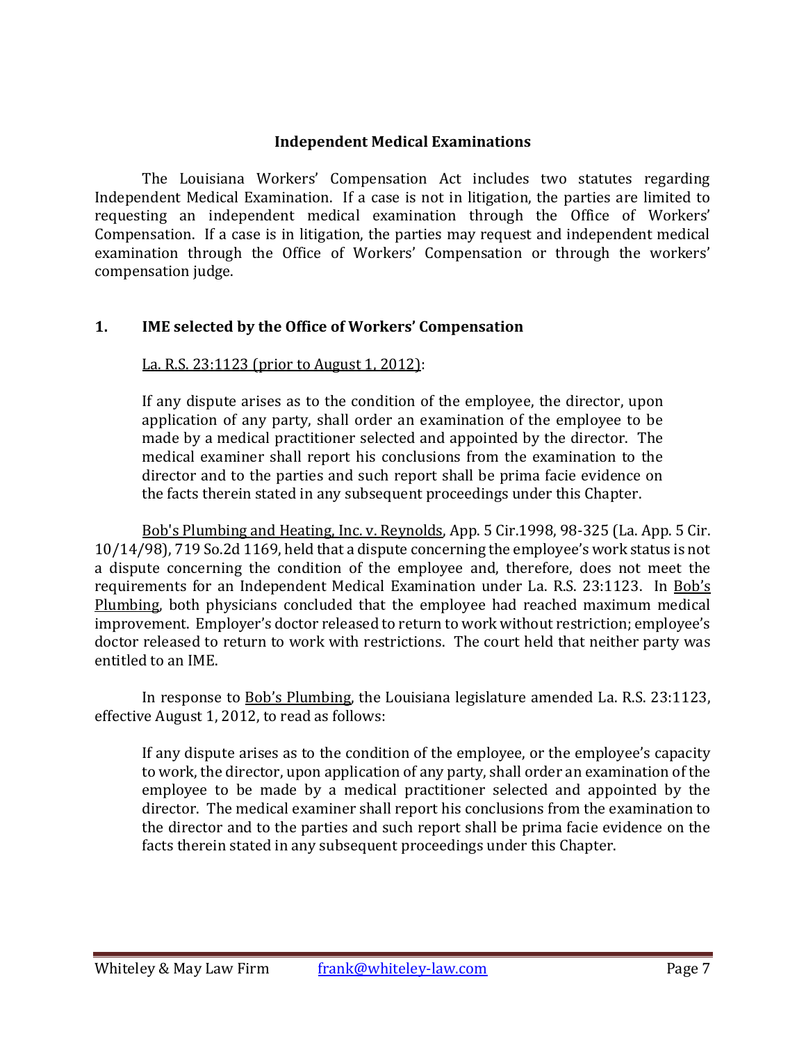## Independent Medical Examinations

The Louisiana Workers' Compensation Act includes two statutes regarding Independent Medical Examination. If a case is not in litigation, the parties are limited to requesting an independent medical examination through the Office of Workers' Compensation. If a case is in litigation, the parties may request and independent medical examination through the Office of Workers' Compensation or through the workers' compensation judge.

### 1. IME selected by the Office of Workers' Compensation

La. R.S. 23:1123 (prior to August 1, 2012):

> If any dispute arises as to the condition of the employee, the director, upon application of any party, shall order an examination of the employee to be made by a medical practitioner selected and appointed by the director. The medical examiner shall report his conclusions from the examination to the director and to the parties and such report shall be prima facie evidence on the facts therein stated in any subsequent proceedings under this Chapter.

Bob's Plumbing and Heating, Inc. v. Reynolds, App. 5 Cir.1998, 98-325 (La. App. 5 Cir. 10/14/98), 719 So.2d 1169, held that a dispute concerning the employee's work status is not a dispute concerning the condition of the employee and, therefore, does not meet the requirements for an Independent Medical Examination under La. R.S. 23:1123. In Bob's Plumbing, both physicians concluded that the employee had reached maximum medical improvement. Employer's doctor released to return to work without restriction; employee's doctor released to return to work with restrictions. The court held that neither party was entitled to an IME.

In response to Bob's Plumbing, the Louisiana legislature amended La. R.S. 23:1123, effective August 1, 2012, to read as follows:

> If any dispute arises as to the condition of the employee, or the employee's capacity to work, the director, upon application of any party, shall order an examination of the employee to be made by a medical practitioner selected and appointed by the director. The medical examiner shall report his conclusions from the examination to the director and to the parties and such report shall be prima facie evidence on the facts therein stated in any subsequent proceedings under this Chapter.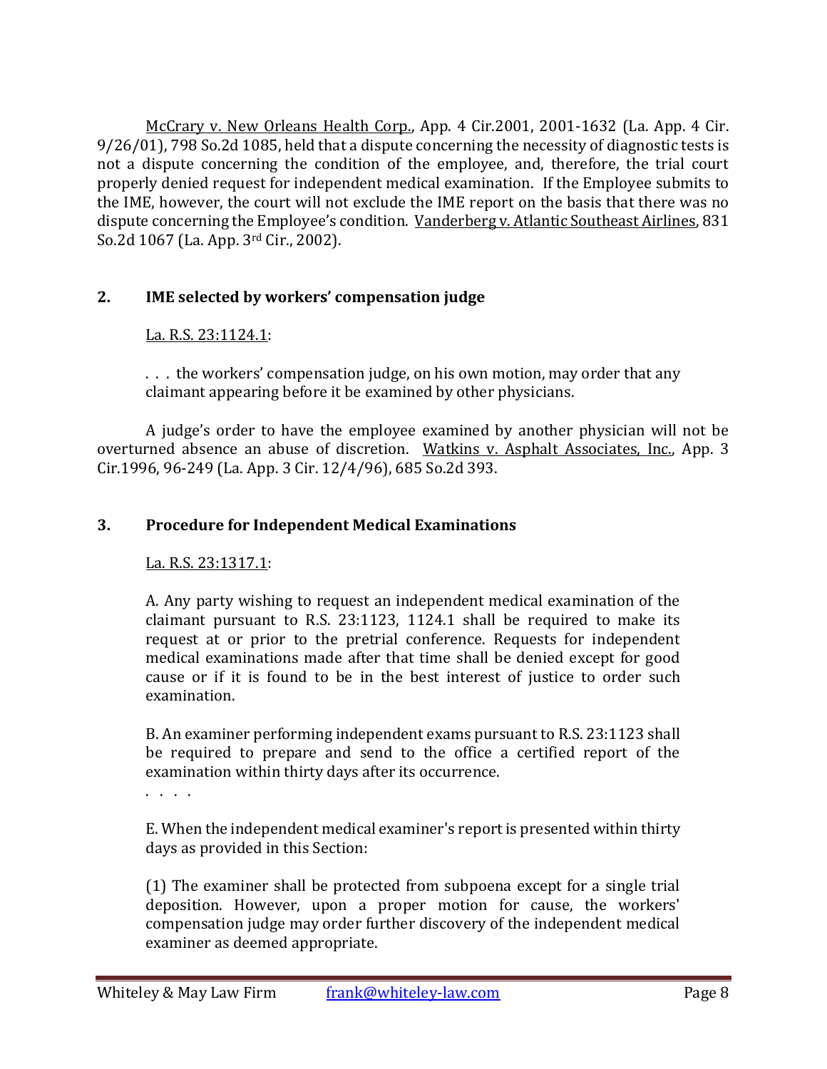McCrary v. New Orleans Health Corp., App. 4 Cir.2001, 2001-1632 (La. App. 4 Cir. 9/26/01), 798 So.2d 1085, held that a dispute concerning the necessity of diagnostic tests is not a dispute concerning the condition of the employee, and, therefore, the trial court properly denied request for independent medical examination. If the Employee submits to the IME, however, the court will not exclude the IME report on the basis that there was no dispute concerning the Employee's condition. Vanderberg v. Atlantic Southeast Airlines, 831 So.2d 1067 (La. App. 3rd Cir., 2002).

## 2. IME selected by workers' compensation judge

La. R.S. 23:1124.1:

> . . . the workers' compensation judge, on his own motion, may order that any claimant appearing before it be examined by other physicians.

A judge's order to have the employee examined by another physician will not be overturned absence an abuse of discretion. Watkins v. Asphalt Associates, Inc., App. 3 Cir.1996, 96-249 (La. App. 3 Cir. 12/4/96), 685 So.2d 393.

## 3. Procedure for Independent Medical Examinations

La. R.S. 23:1317.1:

> A. Any party wishing to request an independent medical examination of the claimant pursuant to R.S. 23:1123, 1124.1 shall be required to make its request at or prior to the pretrial conference. Requests for independent medical examinations made after that time shall be denied except for good cause or if it is found to be in the best interest of justice to order such examination.
>
> B. An examiner performing independent exams pursuant to R.S. 23:1123 shall be required to prepare and send to the office a certified report of the examination within thirty days after its occurrence.
>
> . . . .
>
> E. When the independent medical examiner's report is presented within thirty days as provided in this Section:
>
> (1) The examiner shall be protected from subpoena except for a single trial deposition. However, upon a proper motion for cause, the workers' compensation judge may order further discovery of the independent medical examiner as deemed appropriate.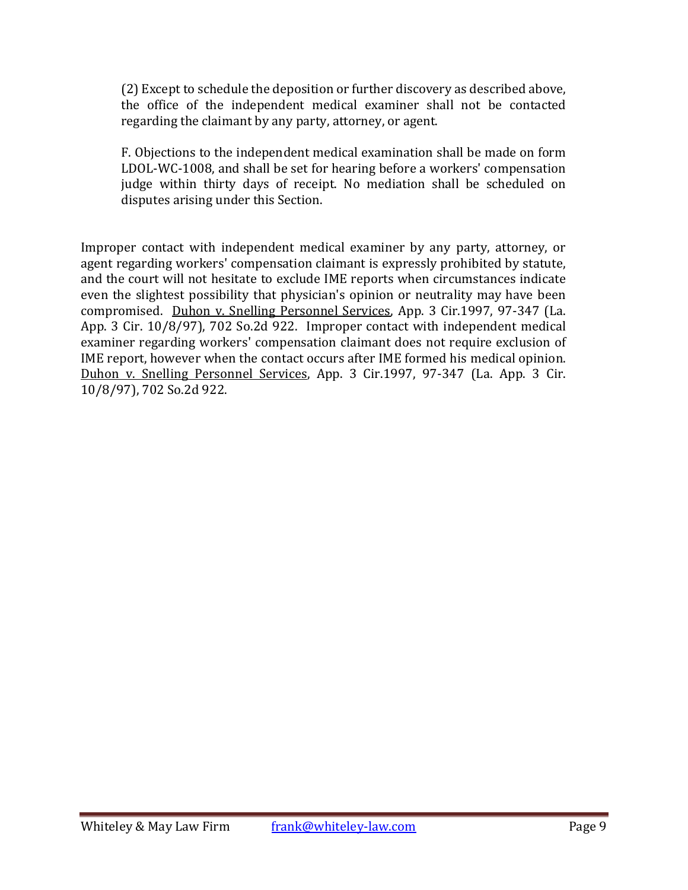> (2) Except to schedule the deposition or further discovery as described above, the office of the independent medical examiner shall not be contacted regarding the claimant by any party, attorney, or agent.
>
> F. Objections to the independent medical examination shall be made on form LDOL-WC-1008, and shall be set for hearing before a workers' compensation judge within thirty days of receipt. No mediation shall be scheduled on disputes arising under this Section.

Improper contact with independent medical examiner by any party, attorney, or agent regarding workers' compensation claimant is expressly prohibited by statute, and the court will not hesitate to exclude IME reports when circumstances indicate even the slightest possibility that physician's opinion or neutrality may have been compromised. Duhon v. Snelling Personnel Services, App. 3 Cir.1997, 97-347 (La. App. 3 Cir. 10/8/97), 702 So.2d 922. Improper contact with independent medical examiner regarding workers' compensation claimant does not require exclusion of IME report, however when the contact occurs after IME formed his medical opinion. Duhon v. Snelling Personnel Services, App. 3 Cir.1997, 97-347 (La. App. 3 Cir. 10/8/97), 702 So.2d 922.